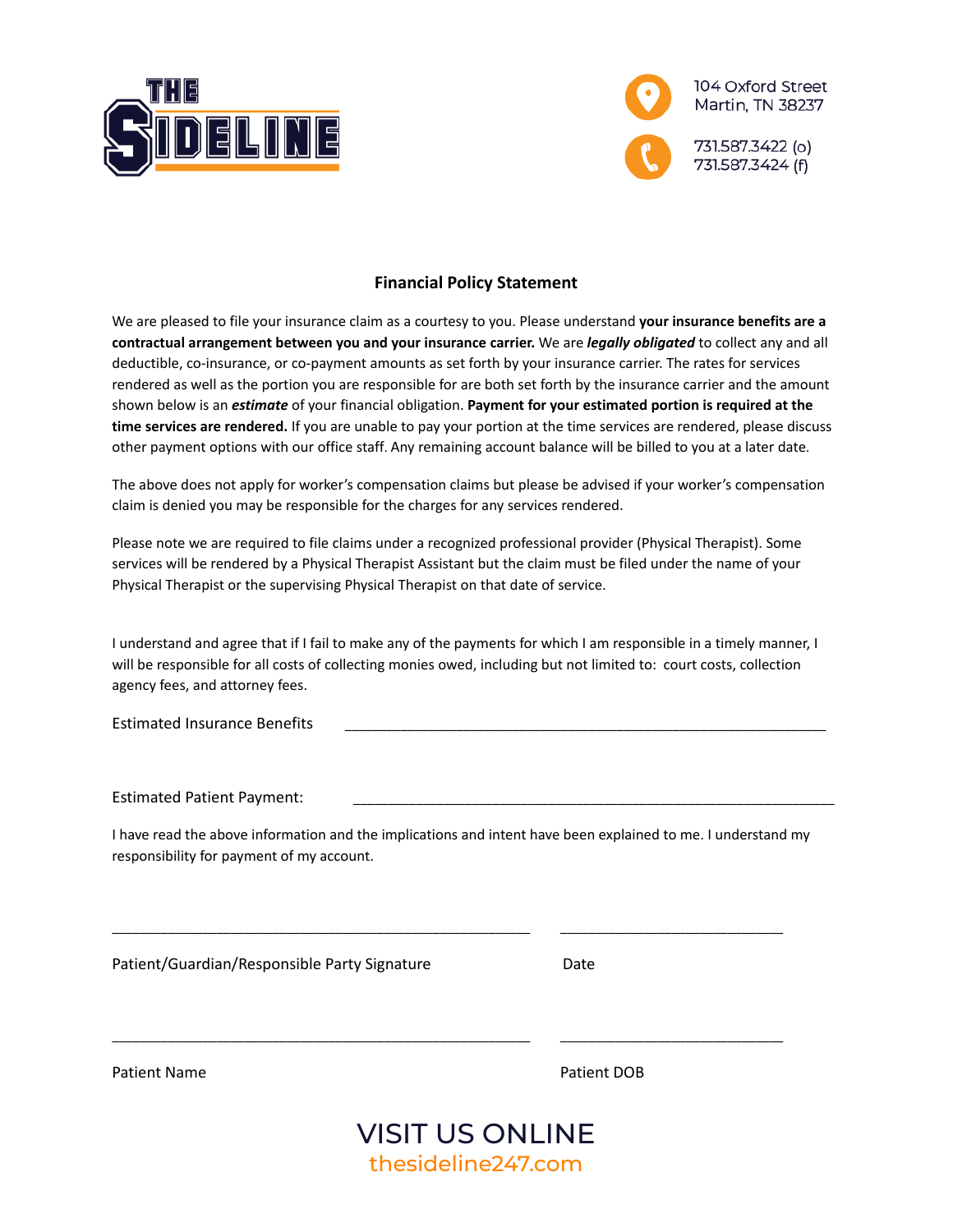THE SIDELINE

104 Oxford Street
Martin, TN 38237

731.587.3422 (o)
731.587.3424 (f)

## Financial Policy Statement

We are pleased to file your insurance claim as a courtesy to you. Please understand **your insurance benefits are a contractual arrangement between you and your insurance carrier.** We are ***legally obligated*** to collect any and all deductible, co-insurance, or co-payment amounts as set forth by your insurance carrier. The rates for services rendered as well as the portion you are responsible for are both set forth by the insurance carrier and the amount shown below is an ***estimate*** of your financial obligation. **Payment for your estimated portion is required at the time services are rendered.** If you are unable to pay your portion at the time services are rendered, please discuss other payment options with our office staff. Any remaining account balance will be billed to you at a later date.

The above does not apply for worker's compensation claims but please be advised if your worker's compensation claim is denied you may be responsible for the charges for any services rendered.

Please note we are required to file claims under a recognized professional provider (Physical Therapist). Some services will be rendered by a Physical Therapist Assistant but the claim must be filed under the name of your Physical Therapist or the supervising Physical Therapist on that date of service.

I understand and agree that if I fail to make any of the payments for which I am responsible in a timely manner, I will be responsible for all costs of collecting monies owed, including but not limited to: court costs, collection agency fees, and attorney fees.

Estimated Insurance Benefits ____________________________________________

Estimated Patient Payment: ____________________________________________

I have read the above information and the implications and intent have been explained to me. I understand my responsibility for payment of my account.

____________________________________________ ______________________

Patient/Guardian/Responsible Party Signature Date

____________________________________________ ______________________

Patient Name Patient DOB

VISIT US ONLINE
thesideline247.com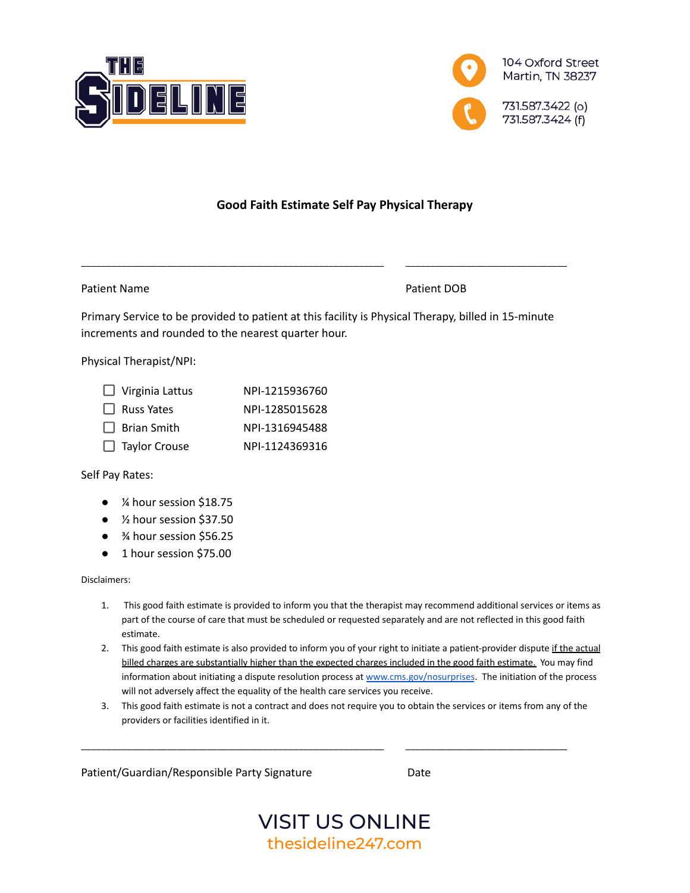THE SIDELINE

104 Oxford Street
Martin, TN 38237

731.587.3422 (o)
731.587.3424 (f)

**Good Faith Estimate Self Pay Physical Therapy**

\_\_\_\_\_\_\_\_\_\_\_\_\_\_\_\_\_\_\_\_\_\_\_\_\_\_\_\_\_\_\_\_\_\_\_\_\_\_\_\_\_\_\_\_ \_\_\_\_\_\_\_\_\_\_\_\_\_\_\_\_\_\_\_\_\_\_\_\_\_\_\_

Patient Name Patient DOB

Primary Service to be provided to patient at this facility is Physical Therapy, billed in 15-minute increments and rounded to the nearest quarter hour.

Physical Therapist/NPI:

- ☐ Virginia Lattus NPI-1215936760
- ☐ Russ Yates NPI-1285015628
- ☐ Brian Smith NPI-1316945488
- ☐ Taylor Crouse NPI-1124369316

Self Pay Rates:

- ¼ hour session $18.75
- ½ hour session $37.50
- ¾ hour session $56.25
- 1 hour session $75.00

Disclaimers:

1. This good faith estimate is provided to inform you that the therapist may recommend additional services or items as part of the course of care that must be scheduled or requested separately and are not reflected in this good faith estimate.
2. This good faith estimate is also provided to inform you of your right to initiate a patient-provider dispute <u>if the actual billed charges are substantially higher than the expected charges included in the good faith estimate.</u> You may find information about initiating a dispute resolution process at [www.cms.gov/nosurprises](http://www.cms.gov/nosurprises). The initiation of the process will not adversely affect the equality of the health care services you receive.
3. This good faith estimate is not a contract and does not require you to obtain the services or items from any of the providers or facilities identified in it.

\_\_\_\_\_\_\_\_\_\_\_\_\_\_\_\_\_\_\_\_\_\_\_\_\_\_\_\_\_\_\_\_\_\_\_\_\_\_\_\_\_\_\_\_ \_\_\_\_\_\_\_\_\_\_\_\_\_\_\_\_\_\_\_\_\_\_\_\_\_\_\_

Patient/Guardian/Responsible Party Signature Date

VISIT US ONLINE
thesideline247.com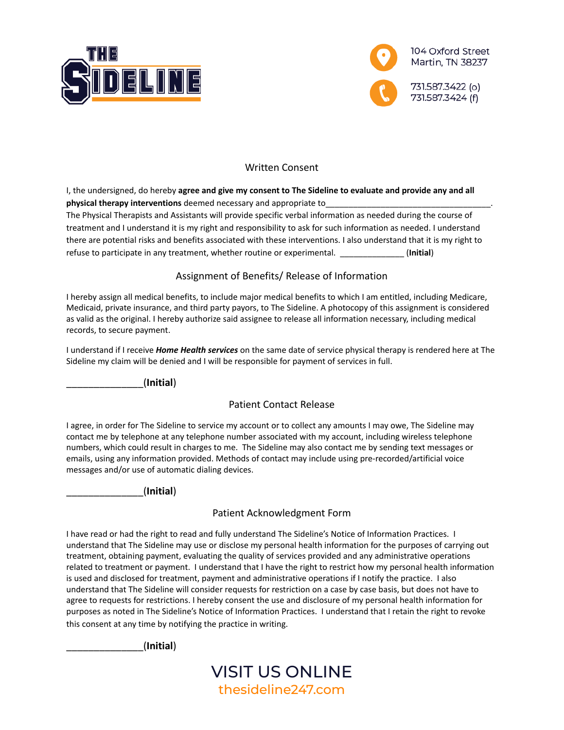THE SIDELINE

104 Oxford Street
Martin, TN 38237

731.587.3422 (o)
731.587.3424 (f)

## Written Consent

I, the undersigned, do hereby **agree and give my consent to The Sideline to evaluate and provide any and all physical therapy interventions** deemed necessary and appropriate to_____________________________________. The Physical Therapists and Assistants will provide specific verbal information as needed during the course of treatment and I understand it is my right and responsibility to ask for such information as needed. I understand there are potential risks and benefits associated with these interventions. I also understand that it is my right to refuse to participate in any treatment, whether routine or experimental. ______________ (**Initial**)

## Assignment of Benefits/ Release of Information

I hereby assign all medical benefits, to include major medical benefits to which I am entitled, including Medicare, Medicaid, private insurance, and third party payors, to The Sideline. A photocopy of this assignment is considered as valid as the original. I hereby authorize said assignee to release all information necessary, including medical records, to secure payment.

I understand if I receive ***Home Health services*** on the same date of service physical therapy is rendered here at The Sideline my claim will be denied and I will be responsible for payment of services in full.

________________(**Initial**)

## Patient Contact Release

I agree, in order for The Sideline to service my account or to collect any amounts I may owe, The Sideline may contact me by telephone at any telephone number associated with my account, including wireless telephone numbers, which could result in charges to me. The Sideline may also contact me by sending text messages or emails, using any information provided. Methods of contact may include using pre-recorded/artificial voice messages and/or use of automatic dialing devices.

________________(**Initial**)

## Patient Acknowledgment Form

I have read or had the right to read and fully understand The Sideline's Notice of Information Practices. I understand that The Sideline may use or disclose my personal health information for the purposes of carrying out treatment, obtaining payment, evaluating the quality of services provided and any administrative operations related to treatment or payment. I understand that I have the right to restrict how my personal health information is used and disclosed for treatment, payment and administrative operations if I notify the practice. I also understand that The Sideline will consider requests for restriction on a case by case basis, but does not have to agree to requests for restrictions. I hereby consent the use and disclosure of my personal health information for purposes as noted in The Sideline's Notice of Information Practices. I understand that I retain the right to revoke this consent at any time by notifying the practice in writing.

________________(**Initial**)

VISIT US ONLINE
thesideline247.com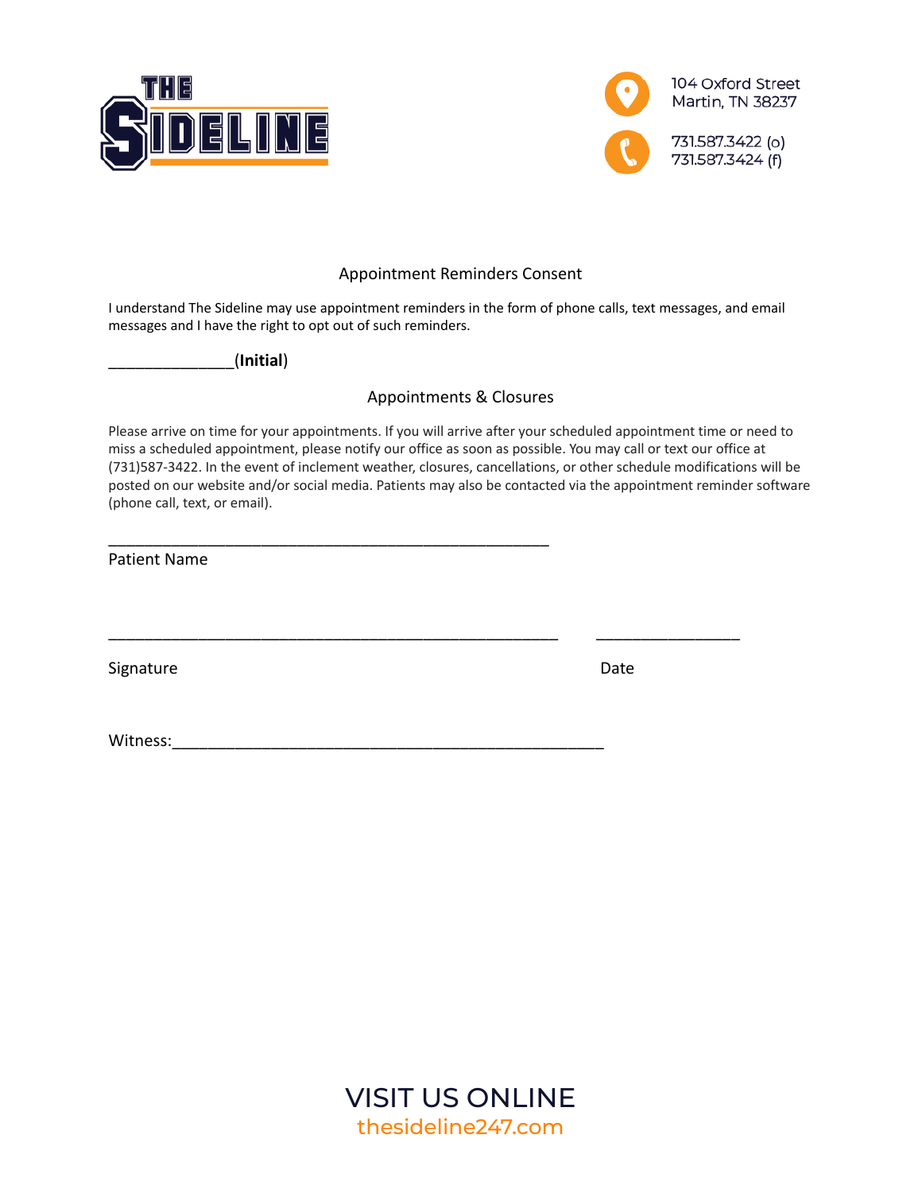**THE SIDELINE**

104 Oxford Street
Martin, TN 38237

731.587.3422 (o)
731.587.3424 (f)

## Appointment Reminders Consent

I understand The Sideline may use appointment reminders in the form of phone calls, text messages, and email messages and I have the right to opt out of such reminders.

______________(**Initial**)

## Appointments & Closures

Please arrive on time for your appointments. If you will arrive after your scheduled appointment time or need to miss a scheduled appointment, please notify our office as soon as possible. You may call or text our office at (731)587-3422. In the event of inclement weather, closures, cancellations, or other schedule modifications will be posted on our website and/or social media. Patients may also be contacted via the appointment reminder software (phone call, text, or email).

_____________________________________________________
Patient Name

_____________________________________________________ ________________
Signature Date

Witness:_________________________________________________

VISIT US ONLINE
thesideline247.com